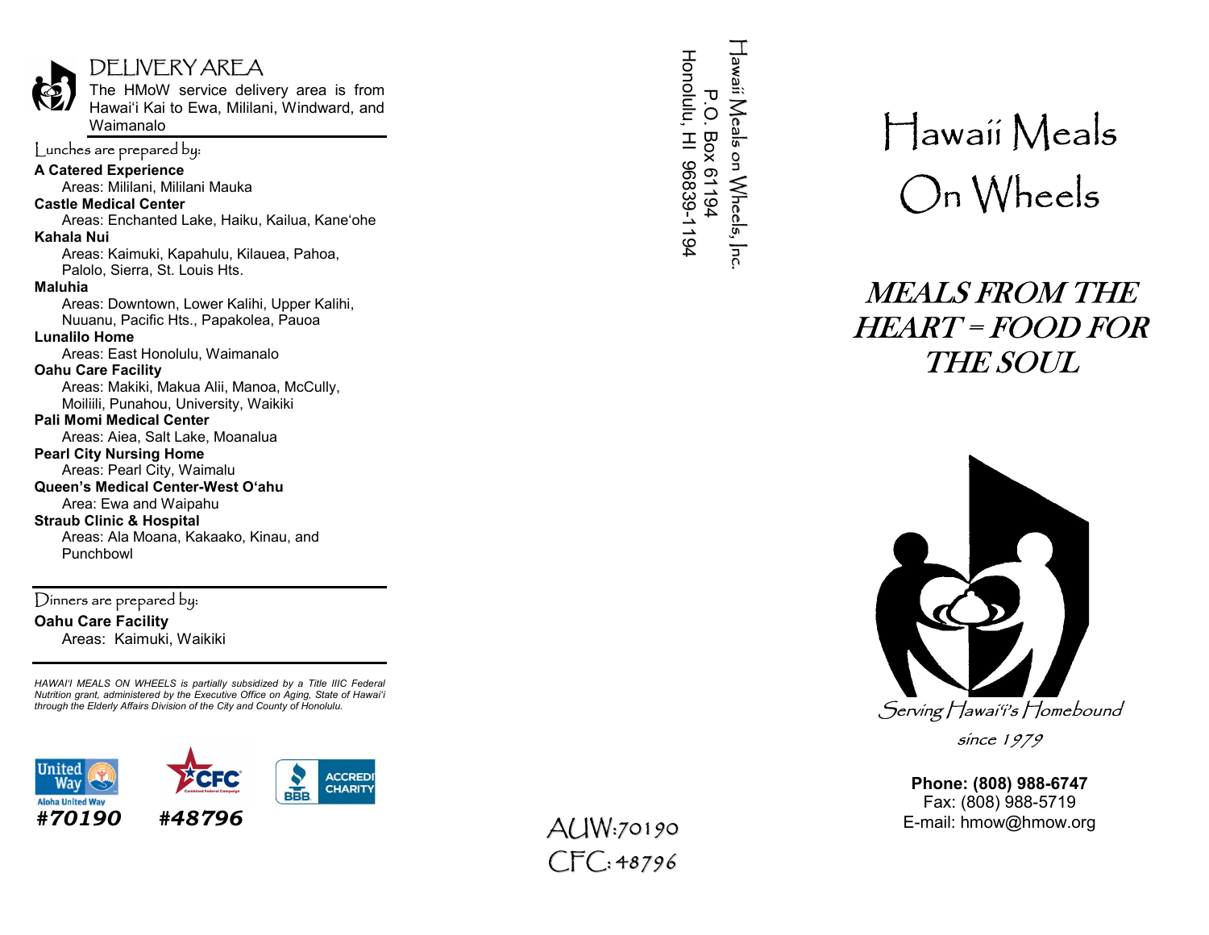## DELIVERY AREA

The HMoW service delivery area is from Hawai'i Kai to Ewa, Mililani, Windward, and Waimanalo

### Lunches are prepared by:

**A Catered Experience**
Areas: Mililani, Mililani Mauka

**Castle Medical Center**
Areas: Enchanted Lake, Haiku, Kailua, Kane'ohe

**Kahala Nui**
Areas: Kaimuki, Kapahulu, Kilauea, Pahoa, Palolo, Sierra, St. Louis Hts.

**Maluhia**
Areas: Downtown, Lower Kalihi, Upper Kalihi, Nuuanu, Pacific Hts., Papakolea, Pauoa

**Lunalilo Home**
Areas: East Honolulu, Waimanalo

**Oahu Care Facility**
Areas: Makiki, Makua Alii, Manoa, McCully, Moiliili, Punahou, University, Waikiki

**Pali Momi Medical Center**
Areas: Aiea, Salt Lake, Moanalua

**Pearl City Nursing Home**
Areas: Pearl City, Waimalu

**Queen's Medical Center-West O'ahu**
Area: Ewa and Waipahu

**Straub Clinic & Hospital**
Areas: Ala Moana, Kakaako, Kinau, and Punchbowl

### Dinners are prepared by:

**Oahu Care Facility**
Areas: Kaimuki, Waikiki

*HAWAI'I MEALS ON WHEELS is partially subsidized by a Title IIIC Federal Nutrition grant, administered by the Executive Office on Aging, State of Hawai'i through the Elderly Affairs Division of the City and County of Honolulu.*

United Way — Aloha United Way **#70190**

CFC Combined Federal Campaign **#48796**

BBB ACCREDITED CHARITY

Hawaii Meals on Wheels, Inc.
P.O. Box 61194
Honolulu, HI 96839-1194

AUW:70190
CFC: 48796

# Hawaii Meals On Wheels

## *MEALS FROM THE HEART = FOOD FOR THE SOUL*

*Serving Hawai'i's Homebound*

*since 1979*

**Phone: (808) 988-6747**
Fax: (808) 988-5719
E-mail: hmow@hmow.org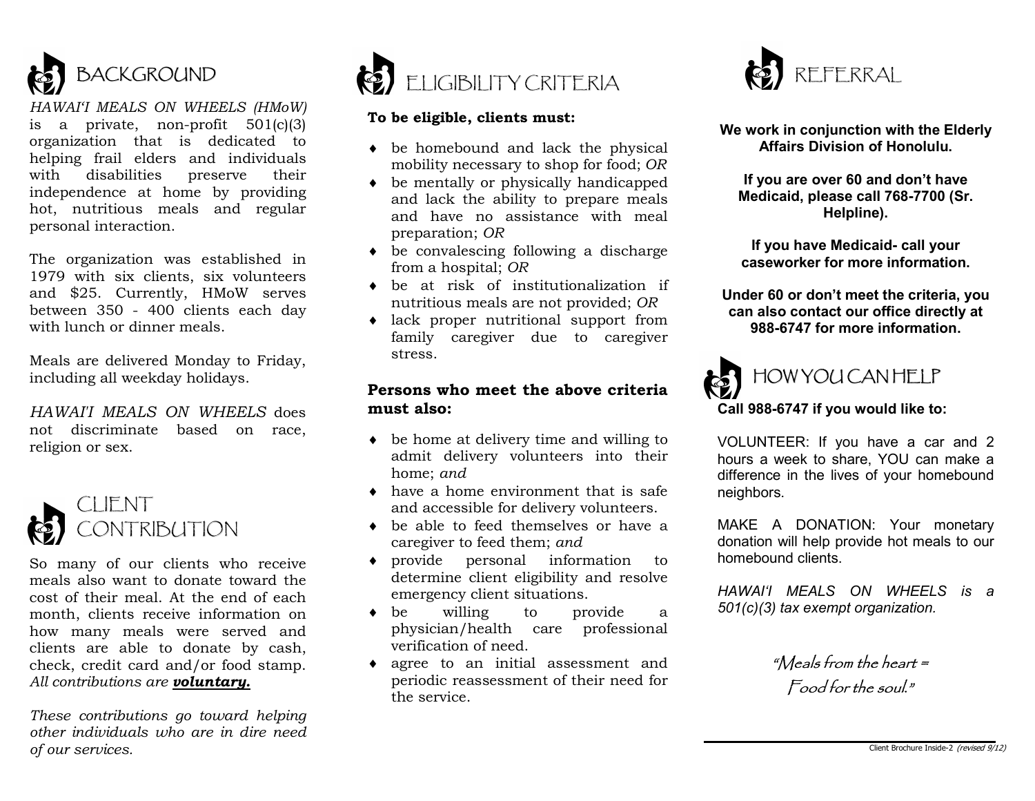## BACKGROUND

*HAWAI'I MEALS ON WHEELS (HMoW)* is a private, non-profit 501(c)(3) organization that is dedicated to helping frail elders and individuals with disabilities preserve their independence at home by providing hot, nutritious meals and regular personal interaction.

The organization was established in 1979 with six clients, six volunteers and $25. Currently, HMoW serves between 350 - 400 clients each day with lunch or dinner meals.

Meals are delivered Monday to Friday, including all weekday holidays.

*HAWAI'I MEALS ON WHEELS* does not discriminate based on race, religion or sex.

## CLIENT CONTRIBUTION

So many of our clients who receive meals also want to donate toward the cost of their meal. At the end of each month, clients receive information on how many meals were served and clients are able to donate by cash, check, credit card and/or food stamp. *All contributions are **voluntary.***

*These contributions go toward helping other individuals who are in dire need of our services.*

## ELIGIBILITY CRITERIA

**To be eligible, clients must:**

- be homebound and lack the physical mobility necessary to shop for food; *OR*
- be mentally or physically handicapped and lack the ability to prepare meals and have no assistance with meal preparation; *OR*
- be convalescing following a discharge from a hospital; *OR*
- be at risk of institutionalization if nutritious meals are not provided; *OR*
- lack proper nutritional support from family caregiver due to caregiver stress.

**Persons who meet the above criteria must also:**

- be home at delivery time and willing to admit delivery volunteers into their home; *and*
- have a home environment that is safe and accessible for delivery volunteers.
- be able to feed themselves or have a caregiver to feed them; *and*
- provide personal information to determine client eligibility and resolve emergency client situations.
- be willing to provide a physician/health care professional verification of need.
- agree to an initial assessment and periodic reassessment of their need for the service.

## REFERRAL

**We work in conjunction with the Elderly Affairs Division of Honolulu.**

**If you are over 60 and don't have Medicaid, please call 768-7700 (Sr. Helpline).**

**If you have Medicaid- call your caseworker for more information.**

**Under 60 or don't meet the criteria, you can also contact our office directly at 988-6747 for more information.**

## HOW YOU CAN HELP

**Call 988-6747 if you would like to:**

VOLUNTEER: If you have a car and 2 hours a week to share, YOU can make a difference in the lives of your homebound neighbors.

MAKE A DONATION: Your monetary donation will help provide hot meals to our homebound clients.

*HAWAI'I MEALS ON WHEELS is a 501(c)(3) tax exempt organization.*

"Meals from the heart = Food for the soul."

Client Brochure Inside-2 *(revised 9/12)*